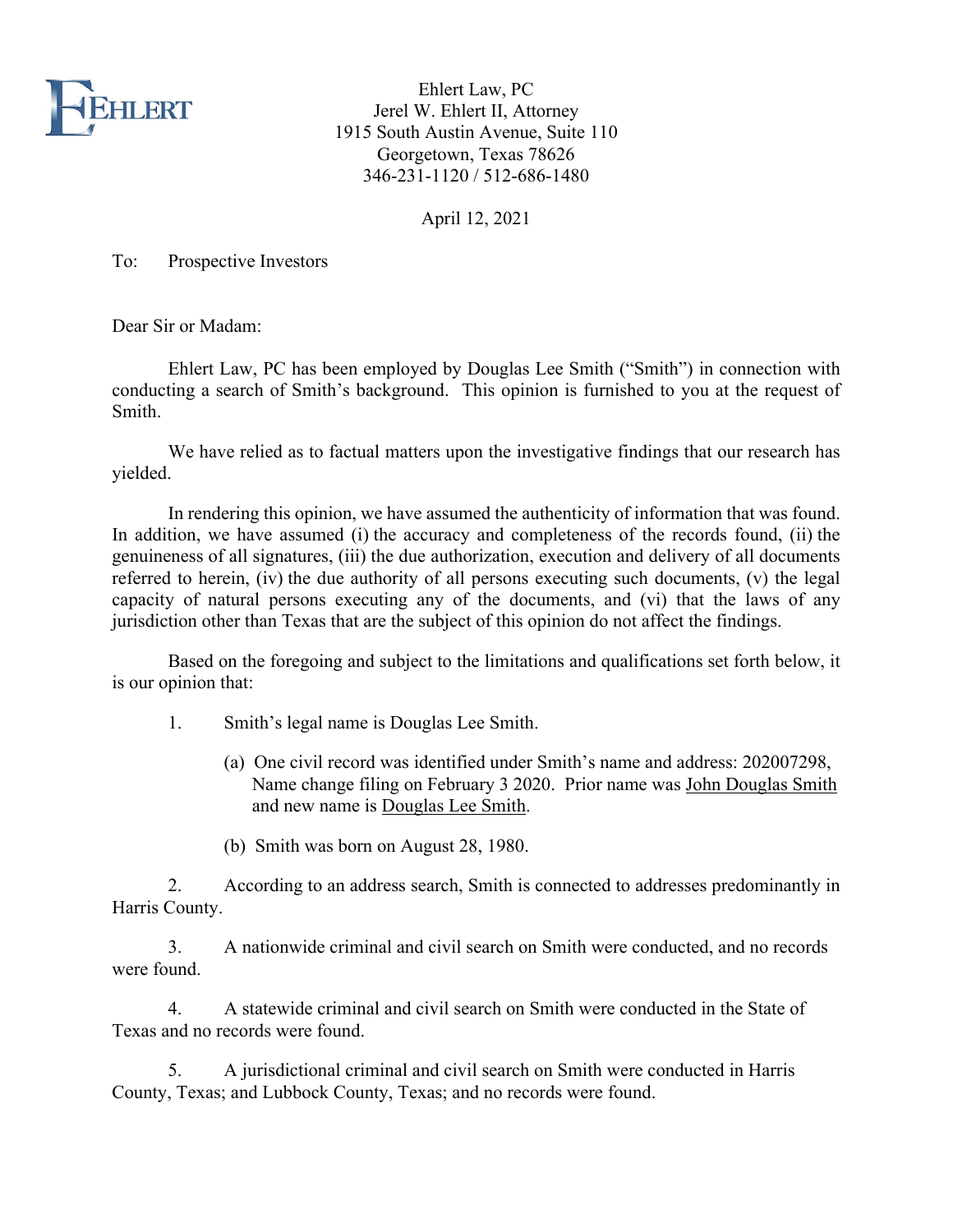Ehlert Law, PC
Jerel W. Ehlert II, Attorney
1915 South Austin Avenue, Suite 110
Georgetown, Texas 78626
346-231-1120 / 512-686-1480

April 12, 2021

To: Prospective Investors

Dear Sir or Madam:

Ehlert Law, PC has been employed by Douglas Lee Smith ("Smith") in connection with conducting a search of Smith's background. This opinion is furnished to you at the request of Smith.

We have relied as to factual matters upon the investigative findings that our research has yielded.

In rendering this opinion, we have assumed the authenticity of information that was found. In addition, we have assumed (i) the accuracy and completeness of the records found, (ii) the genuineness of all signatures, (iii) the due authorization, execution and delivery of all documents referred to herein, (iv) the due authority of all persons executing such documents, (v) the legal capacity of natural persons executing any of the documents, and (vi) that the laws of any jurisdiction other than Texas that are the subject of this opinion do not affect the findings.

Based on the foregoing and subject to the limitations and qualifications set forth below, it is our opinion that:

1. Smith's legal name is Douglas Lee Smith.

    (a) One civil record was identified under Smith's name and address: 202007298, Name change filing on February 3 2020. Prior name was John Douglas Smith and new name is Douglas Lee Smith.

    (b) Smith was born on August 28, 1980.

2. According to an address search, Smith is connected to addresses predominantly in Harris County.

3. A nationwide criminal and civil search on Smith were conducted, and no records were found.

4. A statewide criminal and civil search on Smith were conducted in the State of Texas and no records were found.

5. A jurisdictional criminal and civil search on Smith were conducted in Harris County, Texas; and Lubbock County, Texas; and no records were found.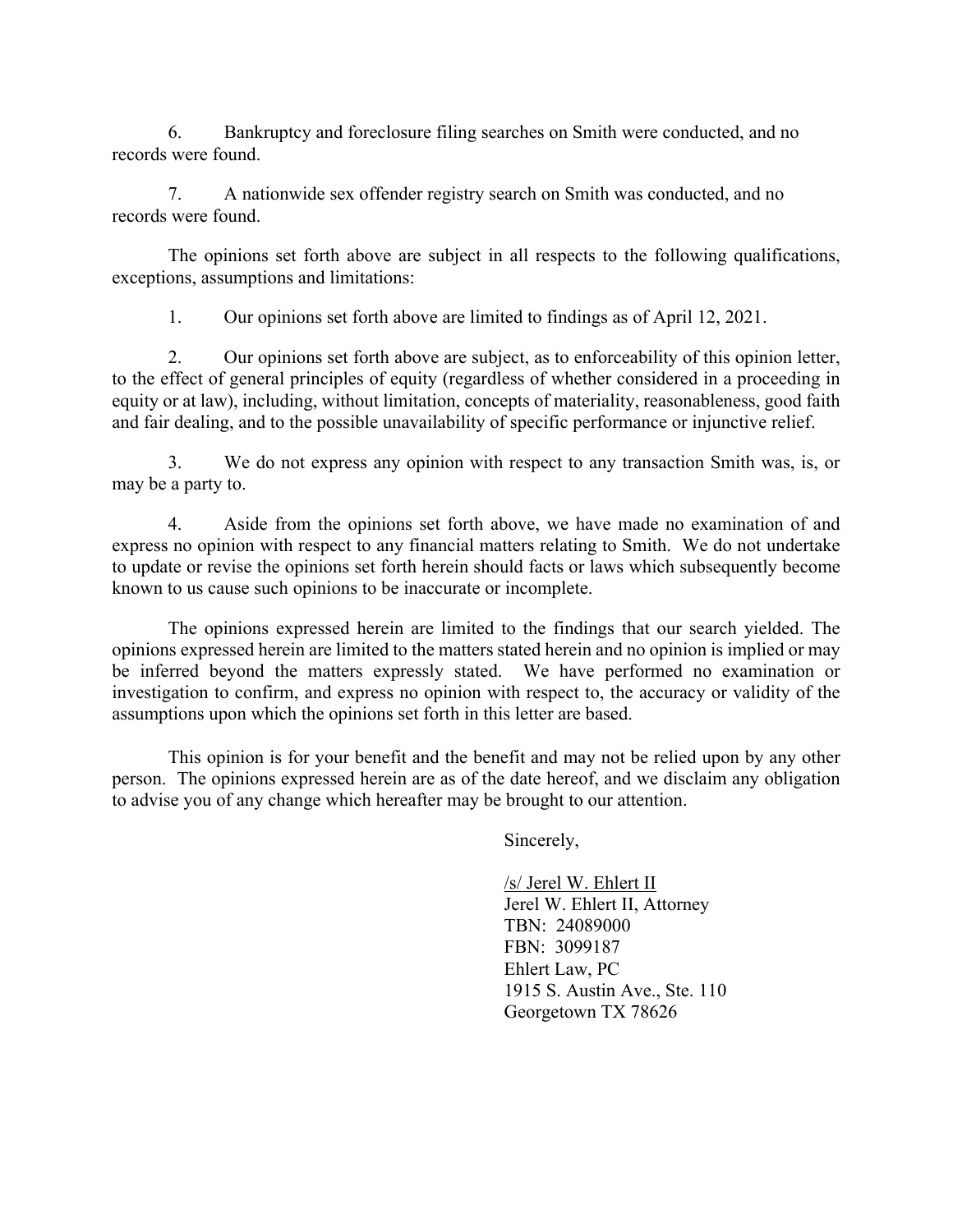6. Bankruptcy and foreclosure filing searches on Smith were conducted, and no records were found.

7. A nationwide sex offender registry search on Smith was conducted, and no records were found.

The opinions set forth above are subject in all respects to the following qualifications, exceptions, assumptions and limitations:

1. Our opinions set forth above are limited to findings as of April 12, 2021.

2. Our opinions set forth above are subject, as to enforceability of this opinion letter, to the effect of general principles of equity (regardless of whether considered in a proceeding in equity or at law), including, without limitation, concepts of materiality, reasonableness, good faith and fair dealing, and to the possible unavailability of specific performance or injunctive relief.

3. We do not express any opinion with respect to any transaction Smith was, is, or may be a party to.

4. Aside from the opinions set forth above, we have made no examination of and express no opinion with respect to any financial matters relating to Smith. We do not undertake to update or revise the opinions set forth herein should facts or laws which subsequently become known to us cause such opinions to be inaccurate or incomplete.

The opinions expressed herein are limited to the findings that our search yielded. The opinions expressed herein are limited to the matters stated herein and no opinion is implied or may be inferred beyond the matters expressly stated. We have performed no examination or investigation to confirm, and express no opinion with respect to, the accuracy or validity of the assumptions upon which the opinions set forth in this letter are based.

This opinion is for your benefit and the benefit and may not be relied upon by any other person. The opinions expressed herein are as of the date hereof, and we disclaim any obligation to advise you of any change which hereafter may be brought to our attention.

Sincerely,

/s/ Jerel W. Ehlert II
Jerel W. Ehlert II, Attorney
TBN: 24089000
FBN: 3099187
Ehlert Law, PC
1915 S. Austin Ave., Ste. 110
Georgetown TX 78626